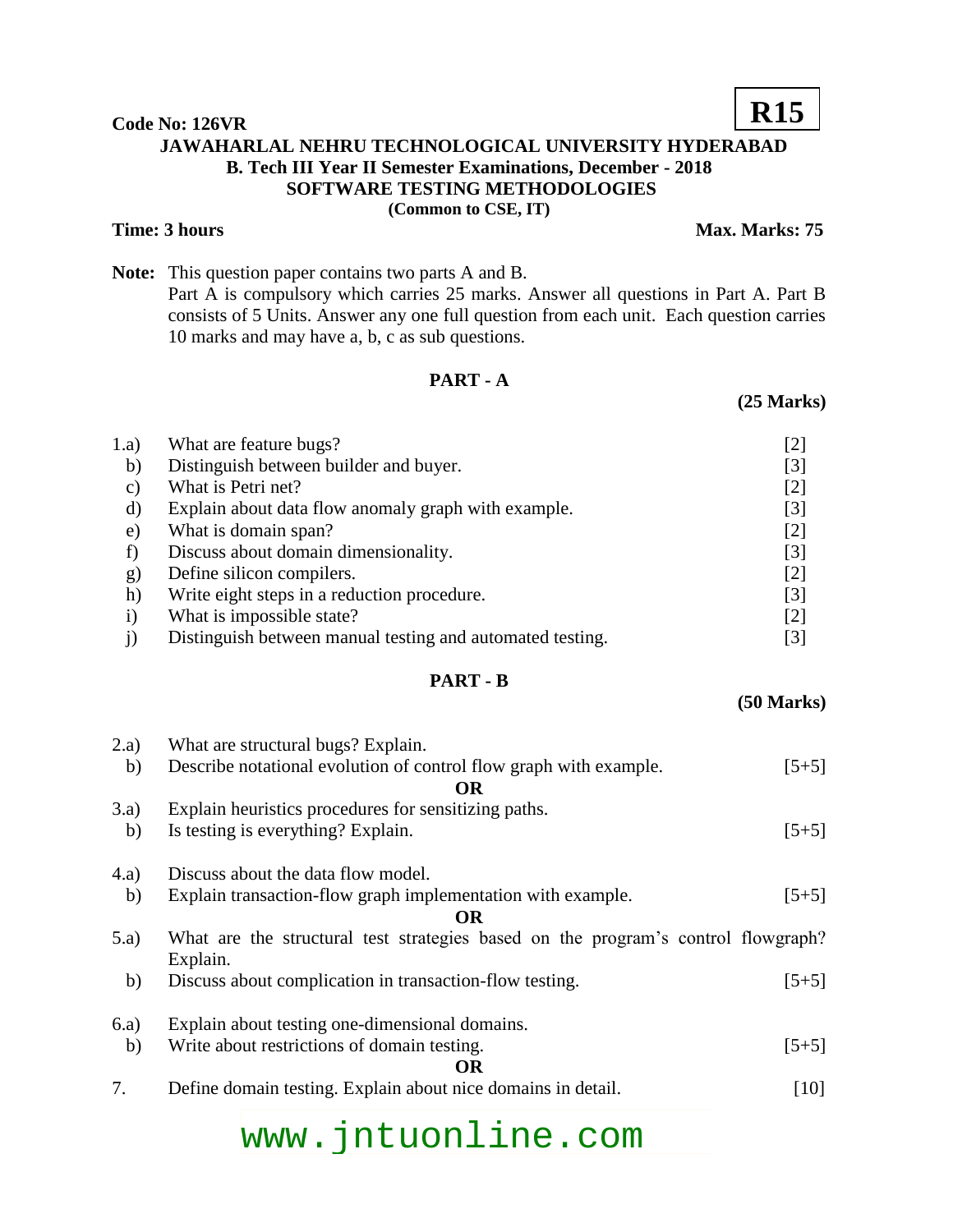**Code No: 126VR** **R15**

# JAWAHARLAL NEHRU TECHNOLOGICAL UNIVERSITY HYDERABAD

## B. Tech III Year II Semester Examinations, December - 2018

## SOFTWARE TESTING METHODOLOGIES

**(Common to CSE, IT)**

**Time: 3 hours** **Max. Marks: 75**

**Note:** This question paper contains two parts A and B.
Part A is compulsory which carries 25 marks. Answer all questions in Part A. Part B consists of 5 Units. Answer any one full question from each unit. Each question carries 10 marks and may have a, b, c as sub questions.

## PART - A

**(25 Marks)**

1.a) What are feature bugs? [2]
b) Distinguish between builder and buyer. [3]
c) What is Petri net? [2]
d) Explain about data flow anomaly graph with example. [3]
e) What is domain span? [2]
f) Discuss about domain dimensionality. [3]
g) Define silicon compilers. [2]
h) Write eight steps in a reduction procedure. [3]
i) What is impossible state? [2]
j) Distinguish between manual testing and automated testing. [3]

## PART - B

**(50 Marks)**

2.a) What are structural bugs? Explain.
b) Describe notational evolution of control flow graph with example. [5+5]

**OR**

3.a) Explain heuristics procedures for sensitizing paths.
b) Is testing is everything? Explain. [5+5]

4.a) Discuss about the data flow model.
b) Explain transaction-flow graph implementation with example. [5+5]

**OR**

5.a) What are the structural test strategies based on the program's control flowgraph? Explain.
b) Discuss about complication in transaction-flow testing. [5+5]

6.a) Explain about testing one-dimensional domains.
b) Write about restrictions of domain testing. [5+5]

**OR**

7. Define domain testing. Explain about nice domains in detail. [10]

www.jntuonline.com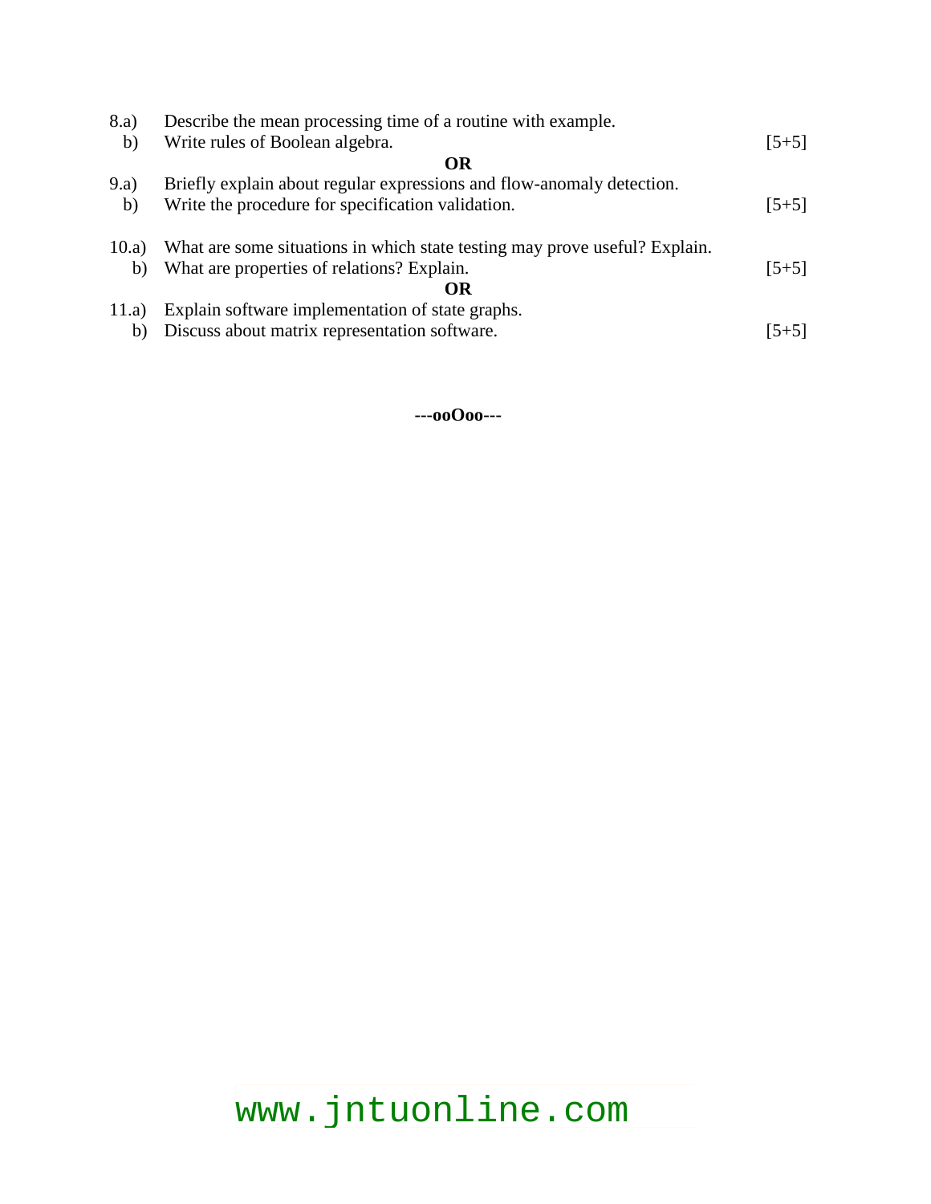8.a) Describe the mean processing time of a routine with example.
b) Write rules of Boolean algebra. [5+5]

**OR**

9.a) Briefly explain about regular expressions and flow-anomaly detection.
b) Write the procedure for specification validation. [5+5]

10.a) What are some situations in which state testing may prove useful? Explain.
b) What are properties of relations? Explain. [5+5]

**OR**

11.a) Explain software implementation of state graphs.
b) Discuss about matrix representation software. [5+5]

**---ooOoo---**